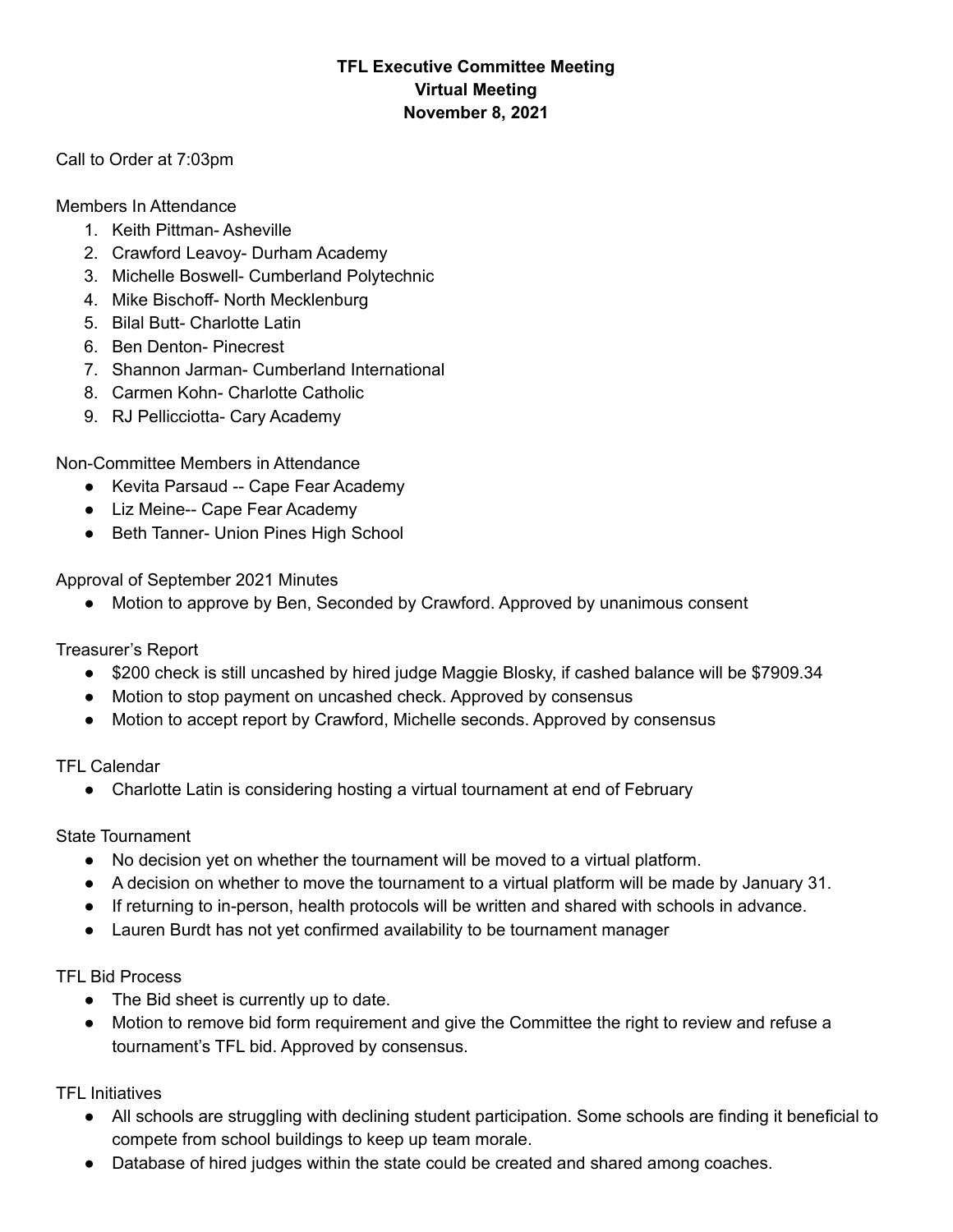# TFL Executive Committee Meeting
## Virtual Meeting
## November 8, 2021

Call to Order at 7:03pm

Members In Attendance

1. Keith Pittman- Asheville
2. Crawford Leavoy- Durham Academy
3. Michelle Boswell- Cumberland Polytechnic
4. Mike Bischoff- North Mecklenburg
5. Bilal Butt- Charlotte Latin
6. Ben Denton- Pinecrest
7. Shannon Jarman- Cumberland International
8. Carmen Kohn- Charlotte Catholic
9. RJ Pellicciotta- Cary Academy

Non-Committee Members in Attendance

- Kevita Parsaud -- Cape Fear Academy
- Liz Meine-- Cape Fear Academy
- Beth Tanner- Union Pines High School

Approval of September 2021 Minutes

- Motion to approve by Ben, Seconded by Crawford. Approved by unanimous consent

Treasurer's Report

- $200 check is still uncashed by hired judge Maggie Blosky, if cashed balance will be $7909.34
- Motion to stop payment on uncashed check. Approved by consensus
- Motion to accept report by Crawford, Michelle seconds. Approved by consensus

TFL Calendar

- Charlotte Latin is considering hosting a virtual tournament at end of February

State Tournament

- No decision yet on whether the tournament will be moved to a virtual platform.
- A decision on whether to move the tournament to a virtual platform will be made by January 31.
- If returning to in-person, health protocols will be written and shared with schools in advance.
- Lauren Burdt has not yet confirmed availability to be tournament manager

TFL Bid Process

- The Bid sheet is currently up to date.
- Motion to remove bid form requirement and give the Committee the right to review and refuse a tournament's TFL bid. Approved by consensus.

TFL Initiatives

- All schools are struggling with declining student participation. Some schools are finding it beneficial to compete from school buildings to keep up team morale.
- Database of hired judges within the state could be created and shared among coaches.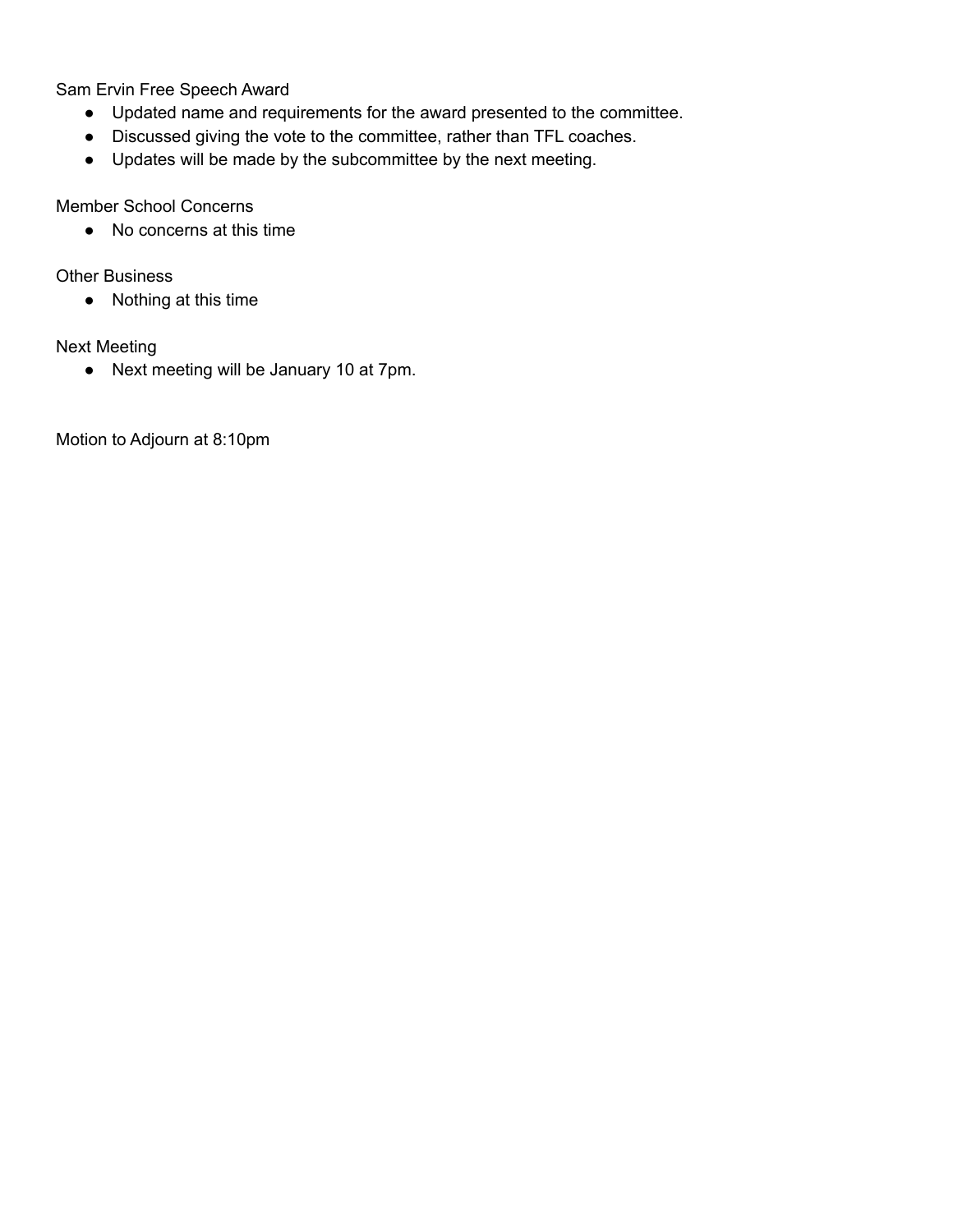Sam Ervin Free Speech Award

- Updated name and requirements for the award presented to the committee.
- Discussed giving the vote to the committee, rather than TFL coaches.
- Updates will be made by the subcommittee by the next meeting.

Member School Concerns

- No concerns at this time

Other Business

- Nothing at this time

Next Meeting

- Next meeting will be January 10 at 7pm.

Motion to Adjourn at 8:10pm